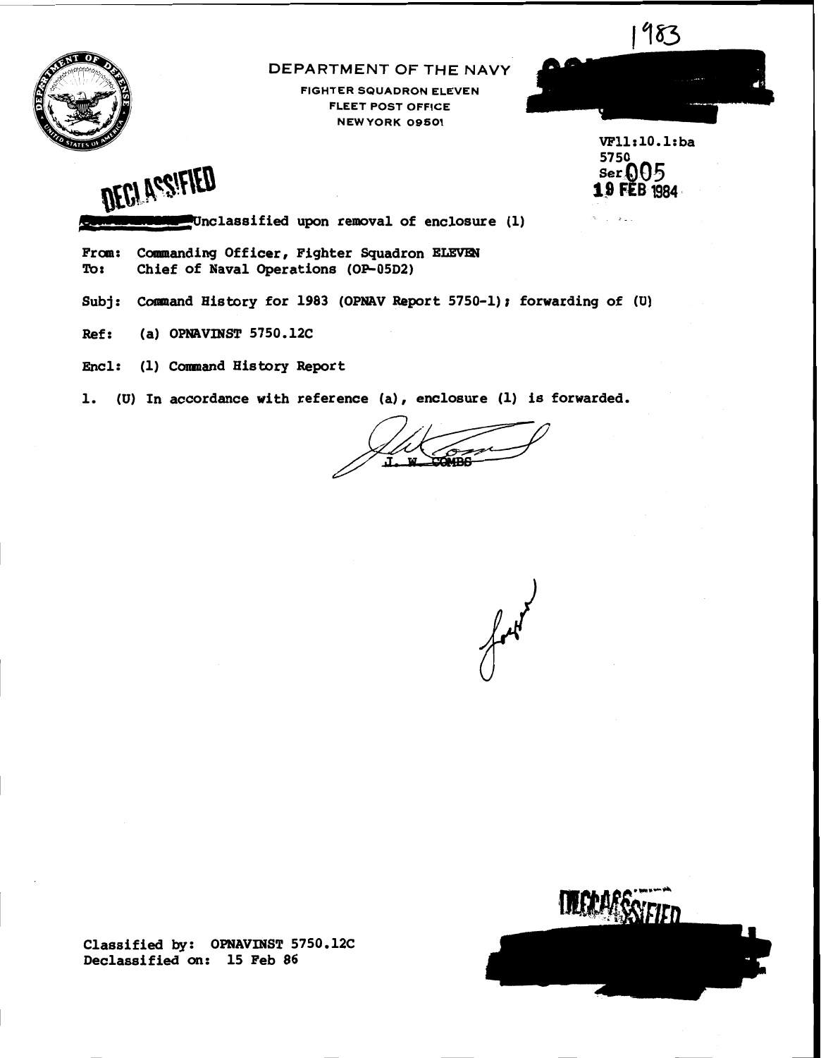1983

DEPARTMENT OF THE NAVY

FIGHTER SQUADRON ELEVEN
FLEET POST OFFICE
NEW YORK 09501

VF11:10.1:ba
5750
Ser 005
19 FEB 1984

DECLASSIFIED

Unclassified upon removal of enclosure (1)

From: Commanding Officer, Fighter Squadron ELEVEN
To: Chief of Naval Operations (OP-05D2)

Subj: Command History for 1983 (OPNAV Report 5750-1); forwarding of (U)

Ref: (a) OPNAVINST 5750.12C

Encl: (1) Command History Report

1. (U) In accordance with reference (a), enclosure (1) is forwarded.

J. W. COMBS

Classified by: OPNAVINST 5750.12C
Declassified on: 15 Feb 86

DECLASSIFIED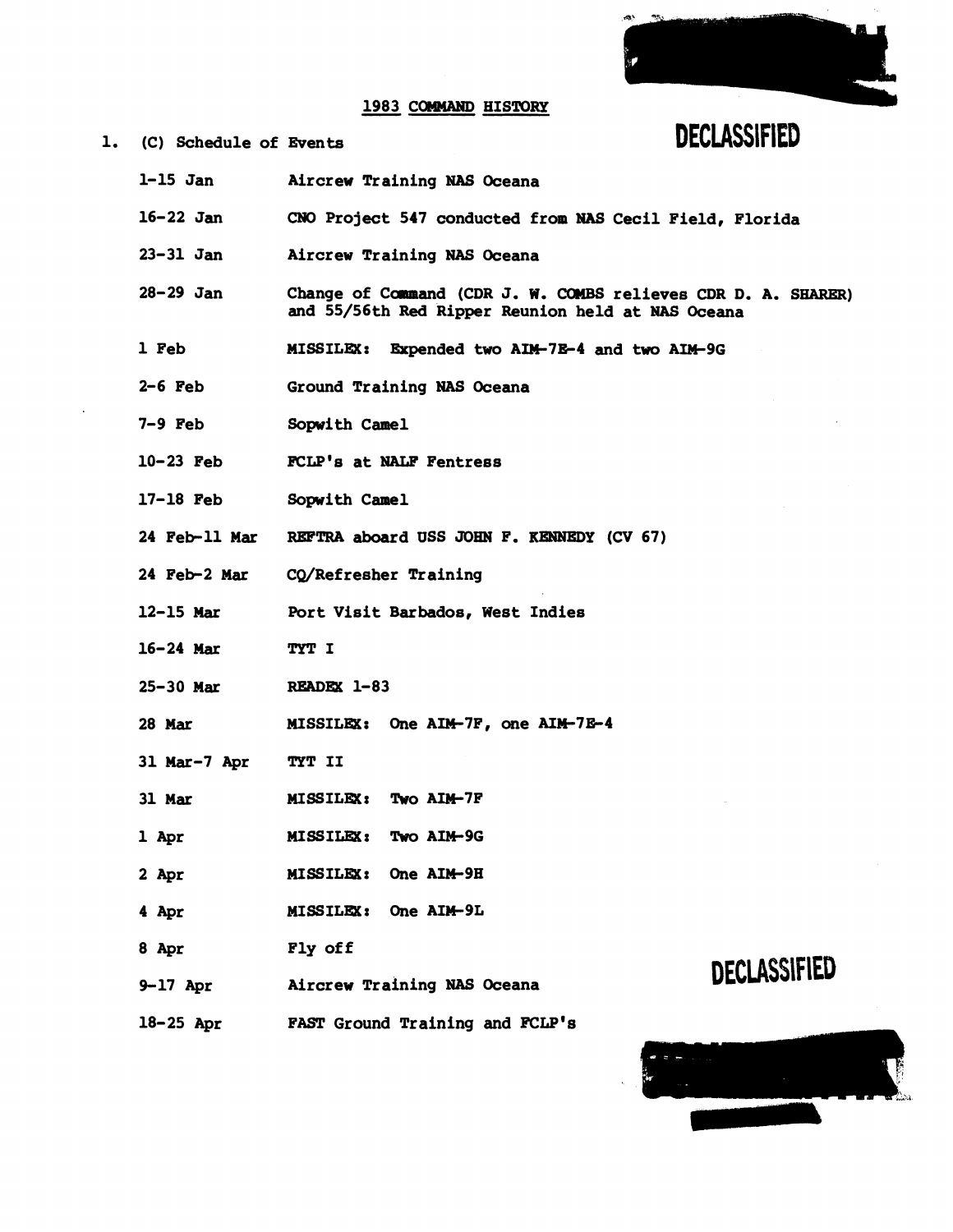DECLASSIFIED

## 1983 COMMAND HISTORY

1. (C) Schedule of Events

| | |
|---|---|
| 1-15 Jan | Aircrew Training NAS Oceana |
| 16-22 Jan | CNO Project 547 conducted from NAS Cecil Field, Florida |
| 23-31 Jan | Aircrew Training NAS Oceana |
| 28-29 Jan | Change of Command (CDR J. W. COMBS relieves CDR D. A. SHARER) and 55/56th Red Ripper Reunion held at NAS Oceana |
| 1 Feb | MISSILEX: Expended two AIM-7E-4 and two AIM-9G |
| 2-6 Feb | Ground Training NAS Oceana |
| 7-9 Feb | Sopwith Camel |
| 10-23 Feb | FCLP's at NALF Fentress |
| 17-18 Feb | Sopwith Camel |
| 24 Feb-11 Mar | REFTRA aboard USS JOHN F. KENNEDY (CV 67) |
| 24 Feb-2 Mar | CQ/Refresher Training |
| 12-15 Mar | Port Visit Barbados, West Indies |
| 16-24 Mar | TYT I |
| 25-30 Mar | READEX 1-83 |
| 28 Mar | MISSILEX: One AIM-7F, one AIM-7E-4 |
| 31 Mar-7 Apr | TYT II |
| 31 Mar | MISSILEX: Two AIM-7F |
| 1 Apr | MISSILEX: Two AIM-9G |
| 2 Apr | MISSILEX: One AIM-9H |
| 4 Apr | MISSILEX: One AIM-9L |
| 8 Apr | Fly off |
| 9-17 Apr | Aircrew Training NAS Oceana |
| 18-25 Apr | FAST Ground Training and FCLP's |

DECLASSIFIED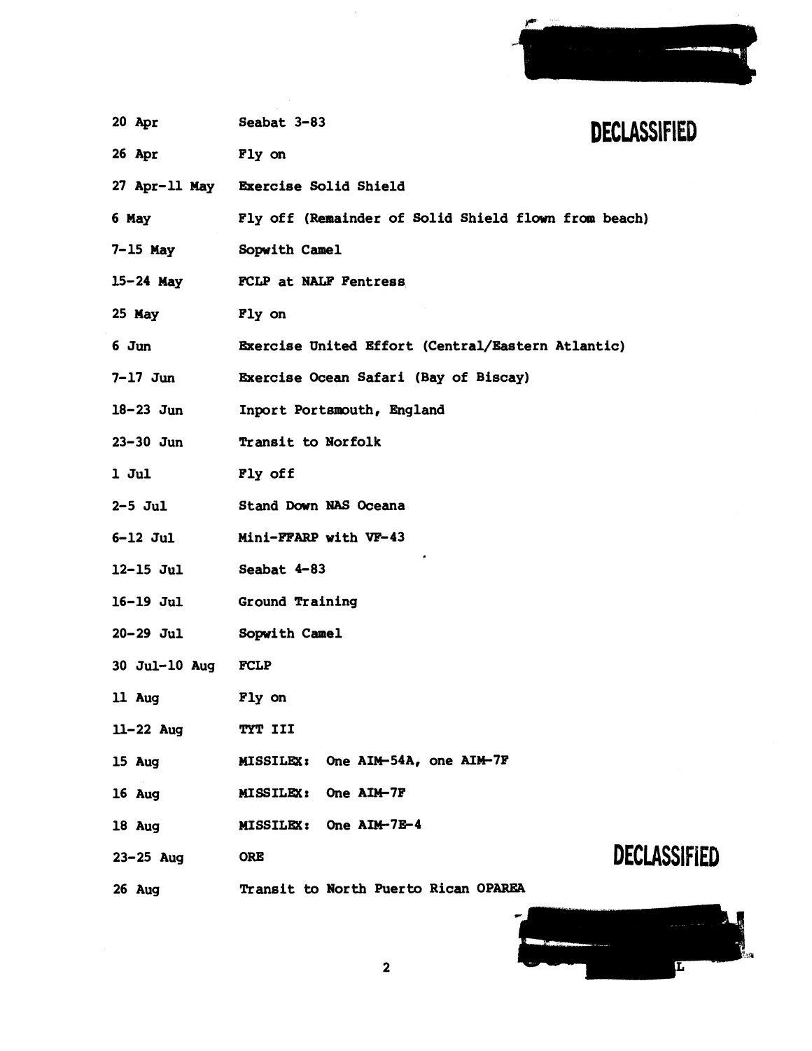DECLASSIFIED

| | |
|---|---|
| 20 Apr | Seabat 3-83 |
| 26 Apr | Fly on |
| 27 Apr-11 May | Exercise Solid Shield |
| 6 May | Fly off (Remainder of Solid Shield flown from beach) |
| 7-15 May | Sopwith Camel |
| 15-24 May | FCLP at NALF Fentress |
| 25 May | Fly on |
| 6 Jun | Exercise United Effort (Central/Eastern Atlantic) |
| 7-17 Jun | Exercise Ocean Safari (Bay of Biscay) |
| 18-23 Jun | Inport Portsmouth, England |
| 23-30 Jun | Transit to Norfolk |
| 1 Jul | Fly off |
| 2-5 Jul | Stand Down NAS Oceana |
| 6-12 Jul | Mini-FFARP with VF-43 |
| 12-15 Jul | Seabat 4-83 |
| 16-19 Jul | Ground Training |
| 20-29 Jul | Sopwith Camel |
| 30 Jul-10 Aug | FCLP |
| 11 Aug | Fly on |
| 11-22 Aug | TYT III |
| 15 Aug | MISSILEX: One AIM-54A, one AIM-7F |
| 16 Aug | MISSILEX: One AIM-7F |
| 18 Aug | MISSILEX: One AIM-7E-4 |
| 23-25 Aug | ORE |
| 26 Aug | Transit to North Puerto Rican OPAREA |

DECLASSIFIED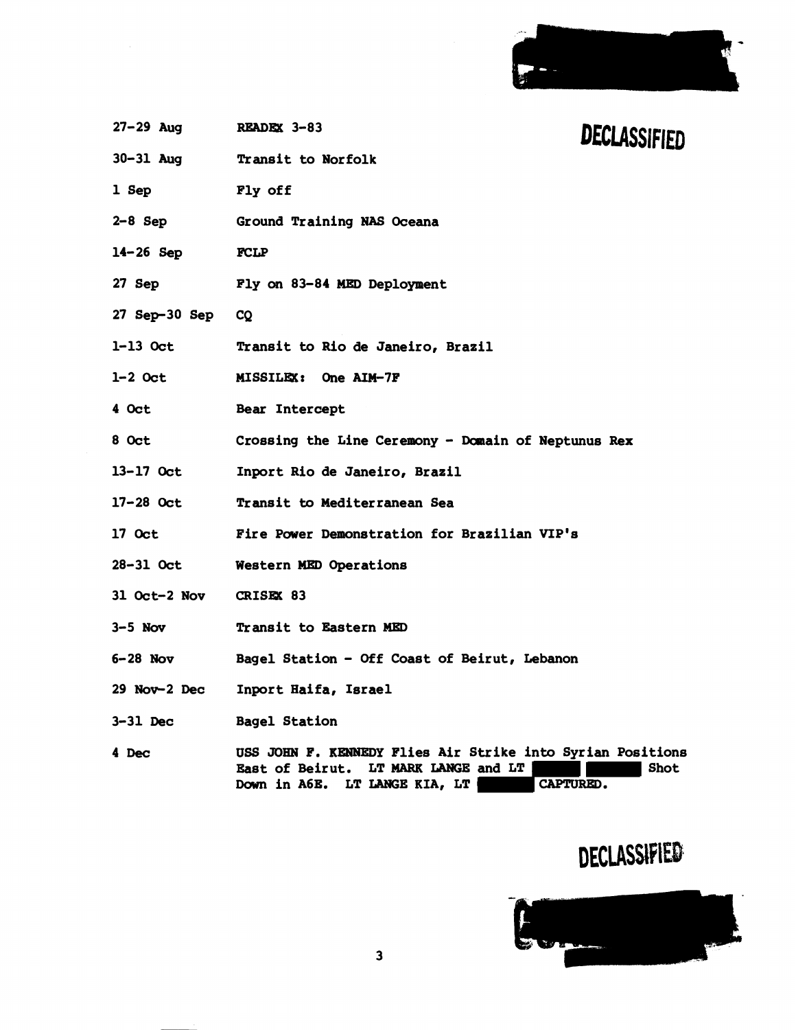DECLASSIFIED

| | |
|---|---|
| 27-29 Aug | READEX 3-83 |
| 30-31 Aug | Transit to Norfolk |
| 1 Sep | Fly off |
| 2-8 Sep | Ground Training NAS Oceana |
| 14-26 Sep | FCLP |
| 27 Sep | Fly on 83-84 MED Deployment |
| 27 Sep-30 Sep | CQ |
| 1-13 Oct | Transit to Rio de Janeiro, Brazil |
| 1-2 Oct | MISSILEX: One AIM-7F |
| 4 Oct | Bear Intercept |
| 8 Oct | Crossing the Line Ceremony - Domain of Neptunus Rex |
| 13-17 Oct | Inport Rio de Janeiro, Brazil |
| 17-28 Oct | Transit to Mediterranean Sea |
| 17 Oct | Fire Power Demonstration for Brazilian VIP's |
| 28-31 Oct | Western MED Operations |
| 31 Oct-2 Nov | CRISEX 83 |
| 3-5 Nov | Transit to Eastern MED |
| 6-28 Nov | Bagel Station - Off Coast of Beirut, Lebanon |
| 29 Nov-2 Dec | Inport Haifa, Israel |
| 3-31 Dec | Bagel Station |
| 4 Dec | USS JOHN F. KENNEDY Flies Air Strike into Syrian Positions East of Beirut. LT MARK LANGE and LT [redacted] Shot Down in A6E. LT LANGE KIA, LT [redacted] CAPTURED. |

DECLASSIFIED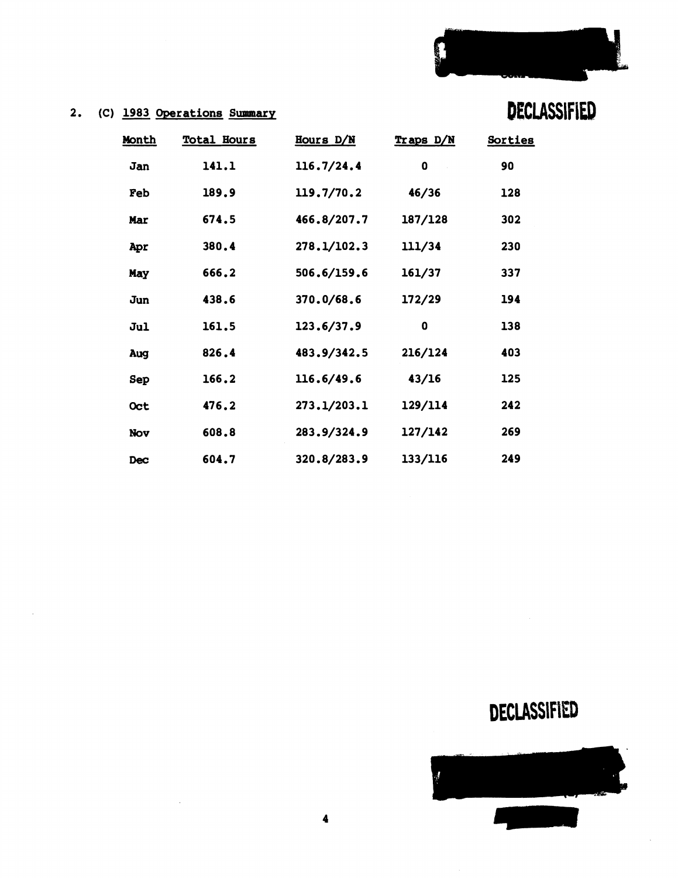DECLASSIFIED

2. (C) 1983 Operations Summary

| Month | Total Hours | Hours D/N | Traps D/N | Sorties |
|---|---|---|---|---|
| Jan | 141.1 | 116.7/24.4 | 0 | 90 |
| Feb | 189.9 | 119.7/70.2 | 46/36 | 128 |
| Mar | 674.5 | 466.8/207.7 | 187/128 | 302 |
| Apr | 380.4 | 278.1/102.3 | 111/34 | 230 |
| May | 666.2 | 506.6/159.6 | 161/37 | 337 |
| Jun | 438.6 | 370.0/68.6 | 172/29 | 194 |
| Jul | 161.5 | 123.6/37.9 | 0 | 138 |
| Aug | 826.4 | 483.9/342.5 | 216/124 | 403 |
| Sep | 166.2 | 116.6/49.6 | 43/16 | 125 |
| Oct | 476.2 | 273.1/203.1 | 129/114 | 242 |
| Nov | 608.8 | 283.9/324.9 | 127/142 | 269 |
| Dec | 604.7 | 320.8/283.9 | 133/116 | 249 |

DECLASSIFIED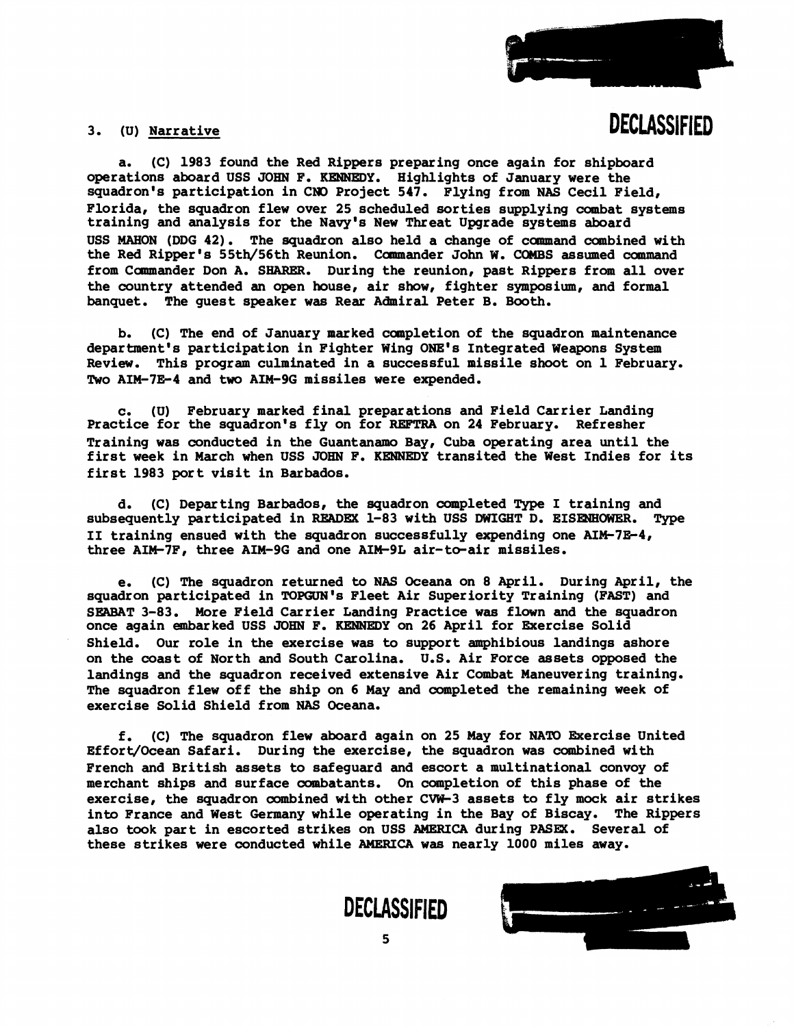DECLASSIFIED

3. (U) Narrative

a. (C) 1983 found the Red Rippers preparing once again for shipboard operations aboard USS JOHN F. KENNEDY. Highlights of January were the squadron's participation in CNO Project 547. Flying from NAS Cecil Field, Florida, the squadron flew over 25 scheduled sorties supplying combat systems training and analysis for the Navy's New Threat Upgrade systems aboard USS MAHON (DDG 42). The squadron also held a change of command combined with the Red Ripper's 55th/56th Reunion. Commander John W. COMBS assumed command from Commander Don A. SHARER. During the reunion, past Rippers from all over the country attended an open house, air show, fighter symposium, and formal banquet. The guest speaker was Rear Admiral Peter B. Booth.

b. (C) The end of January marked completion of the squadron maintenance department's participation in Fighter Wing ONE's Integrated Weapons System Review. This program culminated in a successful missile shoot on 1 February. Two AIM-7E-4 and two AIM-9G missiles were expended.

c. (U) February marked final preparations and Field Carrier Landing Practice for the squadron's fly on for REFTRA on 24 February. Refresher Training was conducted in the Guantanamo Bay, Cuba operating area until the first week in March when USS JOHN F. KENNEDY transited the West Indies for its first 1983 port visit in Barbados.

d. (C) Departing Barbados, the squadron completed Type I training and subsequently participated in READEX 1-83 with USS DWIGHT D. EISENHOWER. Type II training ensued with the squadron successfully expending one AIM-7E-4, three AIM-7F, three AIM-9G and one AIM-9L air-to-air missiles.

e. (C) The squadron returned to NAS Oceana on 8 April. During April, the squadron participated in TOPGUN's Fleet Air Superiority Training (FAST) and SEABAT 3-83. More Field Carrier Landing Practice was flown and the squadron once again embarked USS JOHN F. KENNEDY on 26 April for Exercise Solid Shield. Our role in the exercise was to support amphibious landings ashore on the coast of North and South Carolina. U.S. Air Force assets opposed the landings and the squadron received extensive Air Combat Maneuvering training. The squadron flew off the ship on 6 May and completed the remaining week of exercise Solid Shield from NAS Oceana.

f. (C) The squadron flew aboard again on 25 May for NATO Exercise United Effort/Ocean Safari. During the exercise, the squadron was combined with French and British assets to safeguard and escort a multinational convoy of merchant ships and surface combatants. On completion of this phase of the exercise, the squadron combined with other CVW-3 assets to fly mock air strikes into France and West Germany while operating in the Bay of Biscay. The Rippers also took part in escorted strikes on USS AMERICA during PASEX. Several of these strikes were conducted while AMERICA was nearly 1000 miles away.

DECLASSIFIED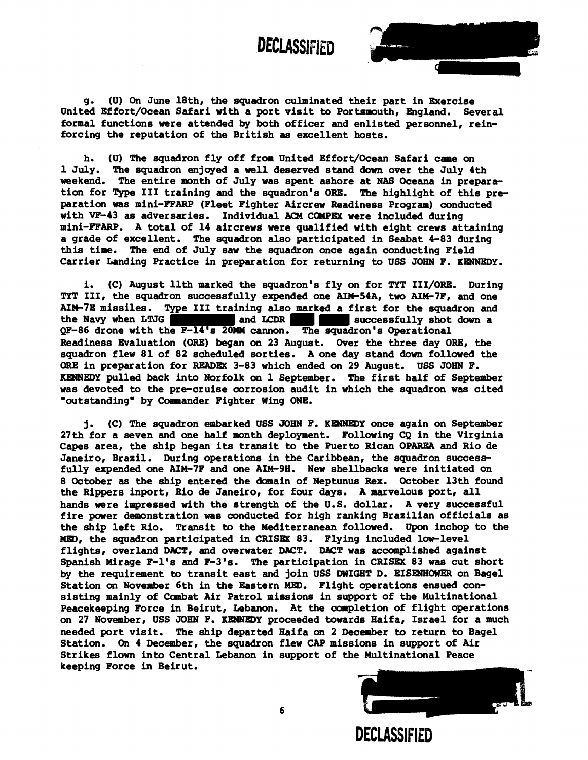DECLASSIFIED

g. (U) On June 18th, the squadron culminated their part in Exercise United Effort/Ocean Safari with a port visit to Portsmouth, England. Several formal functions were attended by both officer and enlisted personnel, reinforcing the reputation of the British as excellent hosts.

h. (U) The squadron fly off from United Effort/Ocean Safari came on 1 July. The squadron enjoyed a well deserved stand down over the July 4th weekend. The entire month of July was spent ashore at NAS Oceana in preparation for Type III training and the squadron's ORE. The highlight of this preparation was mini-FFARP (Fleet Fighter Aircrew Readiness Program) conducted with VF-43 as adversaries. Individual ACM COMPEX were included during mini-FFARP. A total of 14 aircrews were qualified with eight crews attaining a grade of excellent. The squadron also participated in Seabat 4-83 during this time. The end of July saw the squadron once again conducting Field Carrier Landing Practice in preparation for returning to USS JOHN F. KENNEDY.

i. (C) August 11th marked the squadron's fly on for TYT III/ORE. During TYT III, the squadron successfully expended one AIM-54A, two AIM-7F, and one AIM-7E missiles. Type III training also marked a first for the squadron and the Navy when LTJG [REDACTED] and LCDR [REDACTED] successfully shot down a QF-86 drone with the F-14's 20MM cannon. The squadron's Operational Readiness Evaluation (ORE) began on 23 August. Over the three day ORE, the squadron flew 81 of 82 scheduled sorties. A one day stand down followed the ORE in preparation for READEX 3-83 which ended on 29 August. USS JOHN F. KENNEDY pulled back into Norfolk on 1 September. The first half of September was devoted to the pre-cruise corrosion audit in which the squadron was cited "outstanding" by Commander Fighter Wing ONE.

j. (C) The squadron embarked USS JOHN F. KENNEDY once again on September 27th for a seven and one half month deployment. Following CQ in the Virginia Capes area, the ship began its transit to the Puerto Rican OPAREA and Rio de Janeiro, Brazil. During operations in the Caribbean, the squadron successfully expended one AIM-7F and one AIM-9H. New shellbacks were initiated on 8 October as the ship entered the domain of Neptunus Rex. October 13th found the Rippers inport, Rio de Janeiro, for four days. A marvelous port, all hands were impressed with the strength of the U.S. dollar. A very successful fire power demonstration was conducted for high ranking Brazilian officials as the ship left Rio. Transit to the Mediterranean followed. Upon inchop to the MED, the squadron participated in CRISEX 83. Flying included low-level flights, overland DACT, and overwater DACT. DACT was accomplished against Spanish Mirage F-1's and F-3's. The participation in CRISEX 83 was cut short by the requirement to transit east and join USS DWIGHT D. EISENHOWER on Bagel Station on November 6th in the Eastern MED. Flight operations ensued consisting mainly of Combat Air Patrol missions in support of the Multinational Peacekeeping Force in Beirut, Lebanon. At the completion of flight operations on 27 November, USS JOHN F. KENNEDY proceeded towards Haifa, Israel for a much needed port visit. The ship departed Haifa on 2 December to return to Bagel Station. On 4 December, the squadron flew CAP missions in support of Air Strikes flown into Central Lebanon in support of the Multinational Peace keeping Force in Beirut.

DECLASSIFIED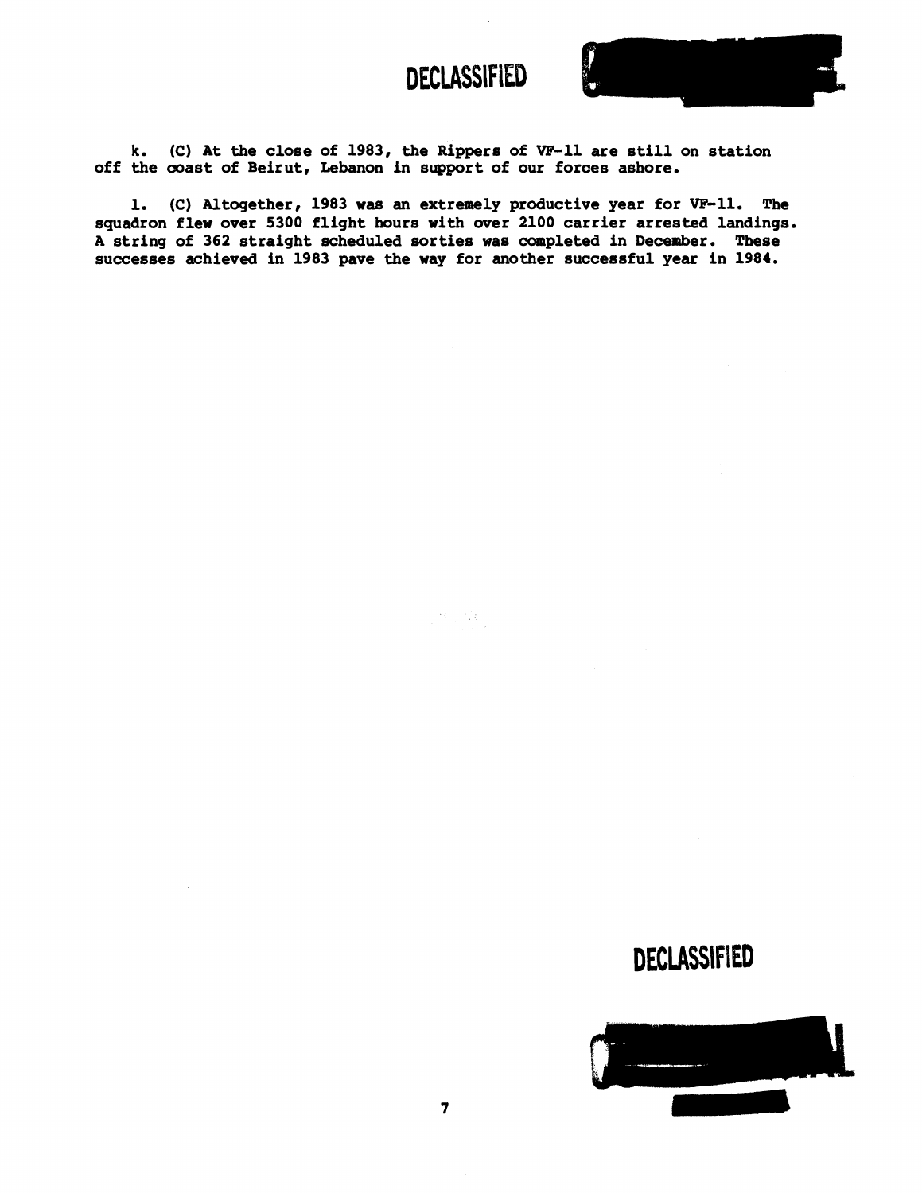k. (C) At the close of 1983, the Rippers of VF-11 are still on station off the coast of Beirut, Lebanon in support of our forces ashore.

l. (C) Altogether, 1983 was an extremely productive year for VF-11. The squadron flew over 5300 flight hours with over 2100 carrier arrested landings. A string of 362 straight scheduled sorties was completed in December. These successes achieved in 1983 pave the way for another successful year in 1984.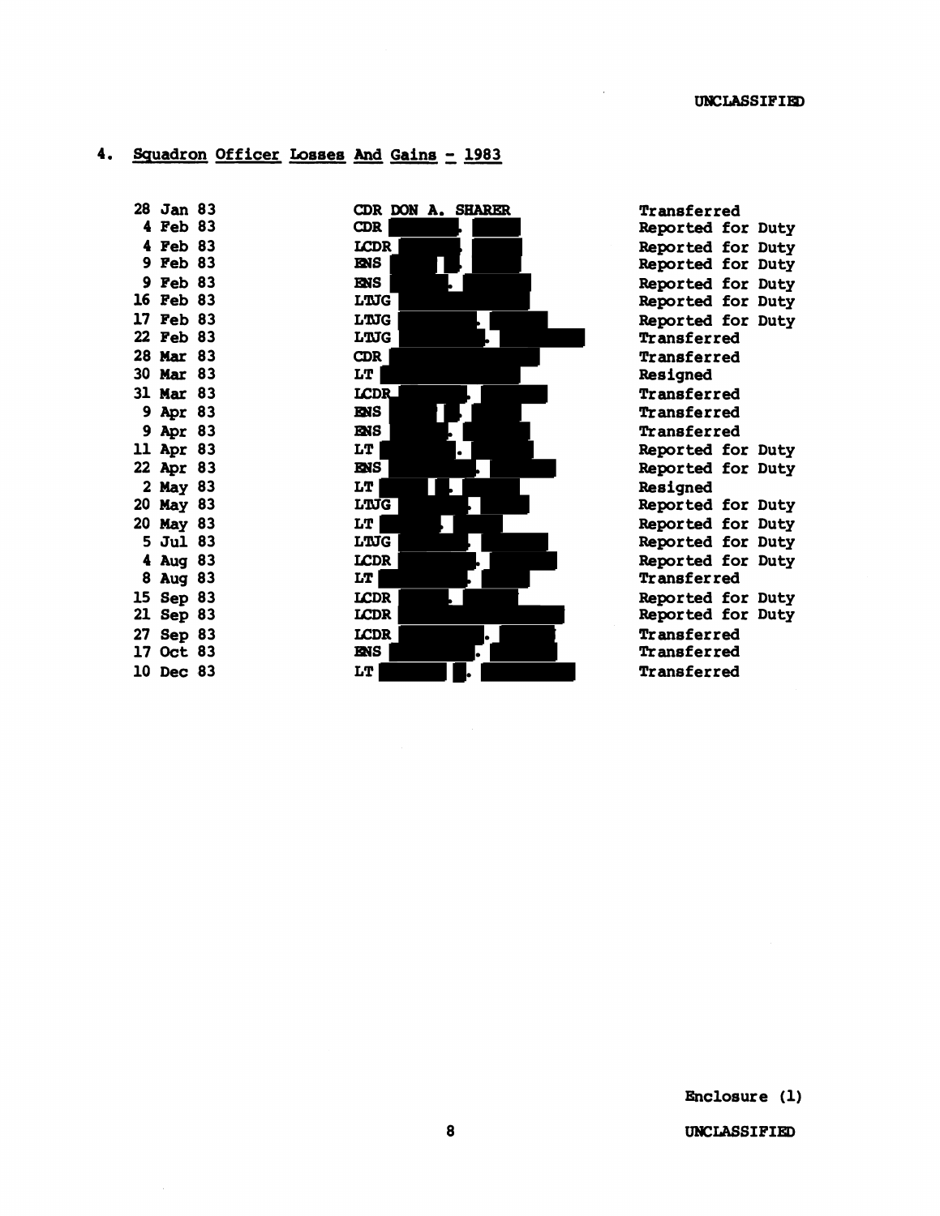## 4. Squadron Officer Losses And Gains - 1983

| | | |
|---|---|---|
| 28 Jan 83 | CDR DON A. SHARER | Transferred |
| 4 Feb 83 | CDR | Reported for Duty |
| 4 Feb 83 | LCDR | Reported for Duty |
| 9 Feb 83 | ENS | Reported for Duty |
| 9 Feb 83 | ENS | Reported for Duty |
| 16 Feb 83 | LTJG | Reported for Duty |
| 17 Feb 83 | LTJG | Reported for Duty |
| 22 Feb 83 | LTJG | Transferred |
| 28 Mar 83 | CDR | Transferred |
| 30 Mar 83 | LT | Resigned |
| 31 Mar 83 | LCDR | Transferred |
| 9 Apr 83 | ENS | Transferred |
| 9 Apr 83 | ENS | Transferred |
| 11 Apr 83 | LT | Reported for Duty |
| 22 Apr 83 | ENS | Reported for Duty |
| 2 May 83 | LT | Resigned |
| 20 May 83 | LTJG | Reported for Duty |
| 20 May 83 | LT | Reported for Duty |
| 5 Jul 83 | LTJG | Reported for Duty |
| 4 Aug 83 | LCDR | Reported for Duty |
| 8 Aug 83 | LT | Transferred |
| 15 Sep 83 | LCDR | Reported for Duty |
| 21 Sep 83 | LCDR | Reported for Duty |
| 27 Sep 83 | LCDR | Transferred |
| 17 Oct 83 | ENS | Transferred |
| 10 Dec 83 | LT | Transferred |

Enclosure (1)